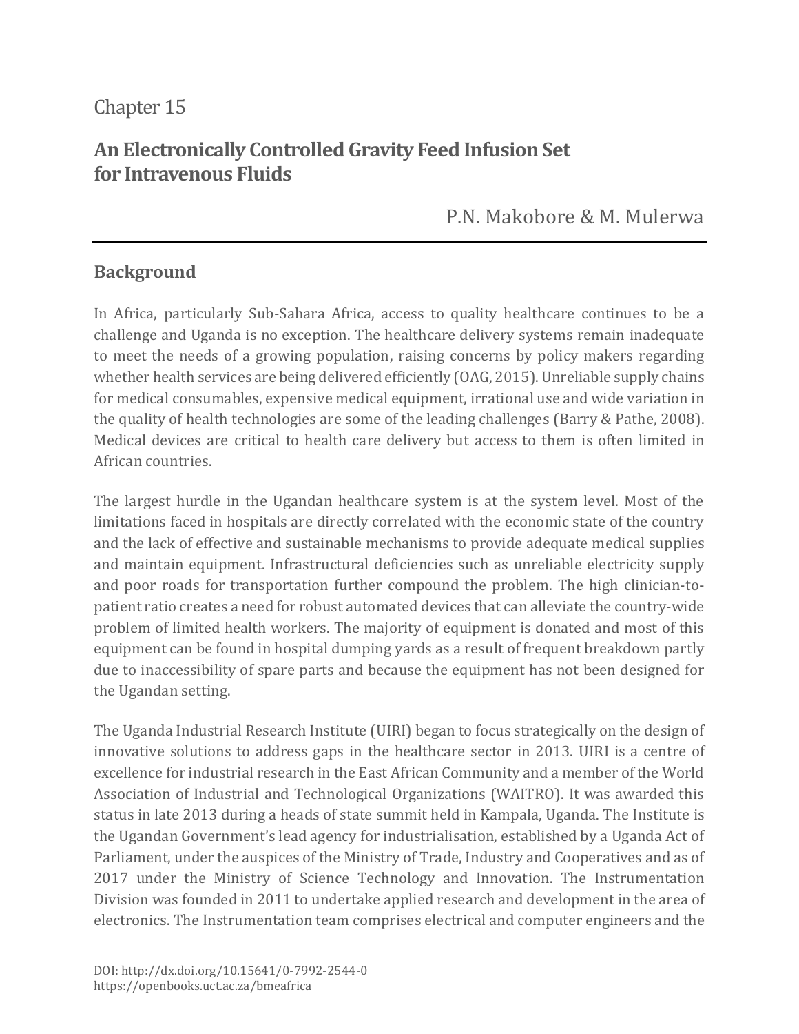Chapter 15

# An Electronically Controlled Gravity Feed Infusion Set for Intravenous Fluids

P.N. Makobore & M. Mulerwa

## Background

In Africa, particularly Sub-Sahara Africa, access to quality healthcare continues to be a challenge and Uganda is no exception. The healthcare delivery systems remain inadequate to meet the needs of a growing population, raising concerns by policy makers regarding whether health services are being delivered efficiently (OAG, 2015). Unreliable supply chains for medical consumables, expensive medical equipment, irrational use and wide variation in the quality of health technologies are some of the leading challenges (Barry & Pathe, 2008). Medical devices are critical to health care delivery but access to them is often limited in African countries.

The largest hurdle in the Ugandan healthcare system is at the system level. Most of the limitations faced in hospitals are directly correlated with the economic state of the country and the lack of effective and sustainable mechanisms to provide adequate medical supplies and maintain equipment. Infrastructural deficiencies such as unreliable electricity supply and poor roads for transportation further compound the problem. The high clinician-to-patient ratio creates a need for robust automated devices that can alleviate the country-wide problem of limited health workers. The majority of equipment is donated and most of this equipment can be found in hospital dumping yards as a result of frequent breakdown partly due to inaccessibility of spare parts and because the equipment has not been designed for the Ugandan setting.

The Uganda Industrial Research Institute (UIRI) began to focus strategically on the design of innovative solutions to address gaps in the healthcare sector in 2013. UIRI is a centre of excellence for industrial research in the East African Community and a member of the World Association of Industrial and Technological Organizations (WAITRO). It was awarded this status in late 2013 during a heads of state summit held in Kampala, Uganda. The Institute is the Ugandan Government's lead agency for industrialisation, established by a Uganda Act of Parliament, under the auspices of the Ministry of Trade, Industry and Cooperatives and as of 2017 under the Ministry of Science Technology and Innovation. The Instrumentation Division was founded in 2011 to undertake applied research and development in the area of electronics. The Instrumentation team comprises electrical and computer engineers and the

DOI: http://dx.doi.org/10.15641/0-7992-2544-0
https://openbooks.uct.ac.za/bmeafrica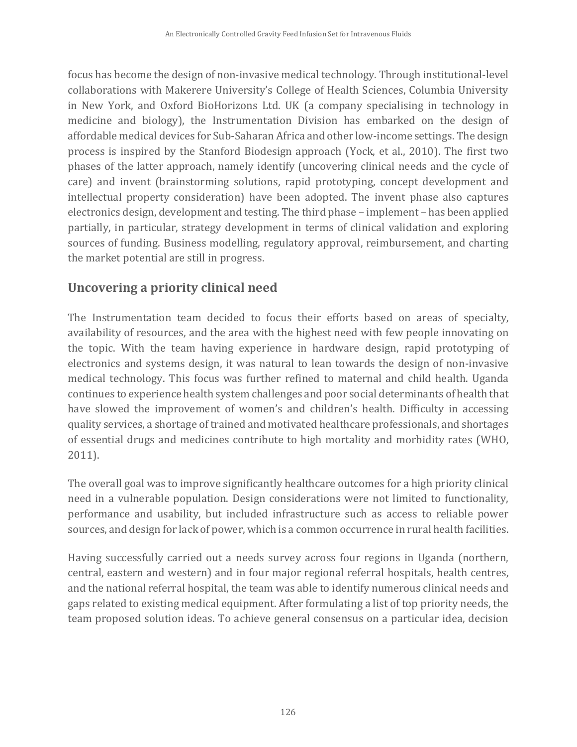focus has become the design of non-invasive medical technology. Through institutional-level collaborations with Makerere University's College of Health Sciences, Columbia University in New York, and Oxford BioHorizons Ltd. UK (a company specialising in technology in medicine and biology), the Instrumentation Division has embarked on the design of affordable medical devices for Sub-Saharan Africa and other low-income settings. The design process is inspired by the Stanford Biodesign approach (Yock, et al., 2010). The first two phases of the latter approach, namely identify (uncovering clinical needs and the cycle of care) and invent (brainstorming solutions, rapid prototyping, concept development and intellectual property consideration) have been adopted. The invent phase also captures electronics design, development and testing. The third phase – implement – has been applied partially, in particular, strategy development in terms of clinical validation and exploring sources of funding. Business modelling, regulatory approval, reimbursement, and charting the market potential are still in progress.

## Uncovering a priority clinical need

The Instrumentation team decided to focus their efforts based on areas of specialty, availability of resources, and the area with the highest need with few people innovating on the topic. With the team having experience in hardware design, rapid prototyping of electronics and systems design, it was natural to lean towards the design of non-invasive medical technology. This focus was further refined to maternal and child health. Uganda continues to experience health system challenges and poor social determinants of health that have slowed the improvement of women's and children's health. Difficulty in accessing quality services, a shortage of trained and motivated healthcare professionals, and shortages of essential drugs and medicines contribute to high mortality and morbidity rates (WHO, 2011).

The overall goal was to improve significantly healthcare outcomes for a high priority clinical need in a vulnerable population. Design considerations were not limited to functionality, performance and usability, but included infrastructure such as access to reliable power sources, and design for lack of power, which is a common occurrence in rural health facilities.

Having successfully carried out a needs survey across four regions in Uganda (northern, central, eastern and western) and in four major regional referral hospitals, health centres, and the national referral hospital, the team was able to identify numerous clinical needs and gaps related to existing medical equipment. After formulating a list of top priority needs, the team proposed solution ideas. To achieve general consensus on a particular idea, decision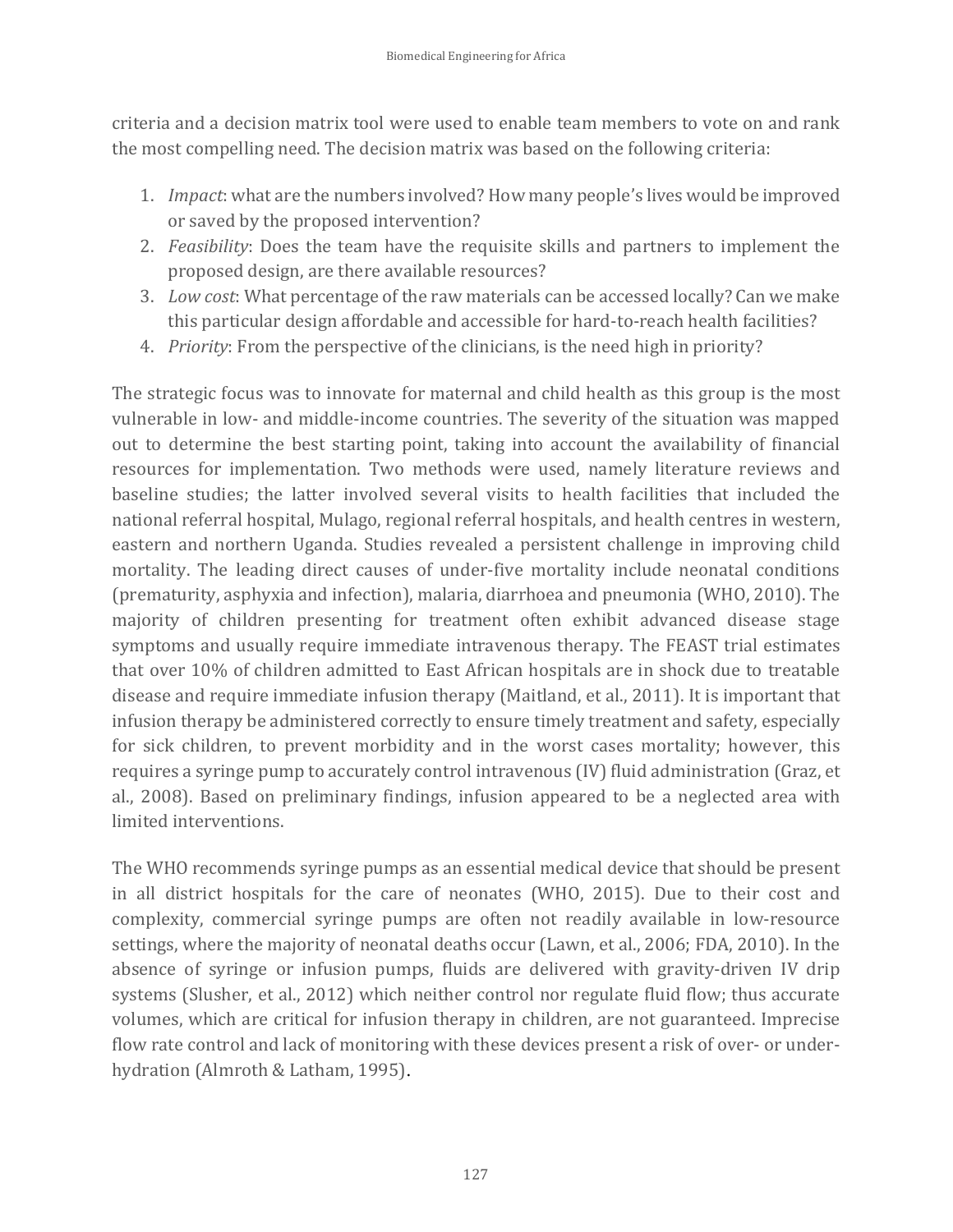criteria and a decision matrix tool were used to enable team members to vote on and rank the most compelling need. The decision matrix was based on the following criteria:

1. *Impact*: what are the numbers involved? How many people's lives would be improved or saved by the proposed intervention?
2. *Feasibility*: Does the team have the requisite skills and partners to implement the proposed design, are there available resources?
3. *Low cost*: What percentage of the raw materials can be accessed locally? Can we make this particular design affordable and accessible for hard-to-reach health facilities?
4. *Priority*: From the perspective of the clinicians, is the need high in priority?

The strategic focus was to innovate for maternal and child health as this group is the most vulnerable in low- and middle-income countries. The severity of the situation was mapped out to determine the best starting point, taking into account the availability of financial resources for implementation. Two methods were used, namely literature reviews and baseline studies; the latter involved several visits to health facilities that included the national referral hospital, Mulago, regional referral hospitals, and health centres in western, eastern and northern Uganda. Studies revealed a persistent challenge in improving child mortality. The leading direct causes of under-five mortality include neonatal conditions (prematurity, asphyxia and infection), malaria, diarrhoea and pneumonia (WHO, 2010). The majority of children presenting for treatment often exhibit advanced disease stage symptoms and usually require immediate intravenous therapy. The FEAST trial estimates that over 10% of children admitted to East African hospitals are in shock due to treatable disease and require immediate infusion therapy (Maitland, et al., 2011). It is important that infusion therapy be administered correctly to ensure timely treatment and safety, especially for sick children, to prevent morbidity and in the worst cases mortality; however, this requires a syringe pump to accurately control intravenous (IV) fluid administration (Graz, et al., 2008). Based on preliminary findings, infusion appeared to be a neglected area with limited interventions.

The WHO recommends syringe pumps as an essential medical device that should be present in all district hospitals for the care of neonates (WHO, 2015). Due to their cost and complexity, commercial syringe pumps are often not readily available in low-resource settings, where the majority of neonatal deaths occur (Lawn, et al., 2006; FDA, 2010). In the absence of syringe or infusion pumps, fluids are delivered with gravity-driven IV drip systems (Slusher, et al., 2012) which neither control nor regulate fluid flow; thus accurate volumes, which are critical for infusion therapy in children, are not guaranteed. Imprecise flow rate control and lack of monitoring with these devices present a risk of over- or under-hydration (Almroth & Latham, 1995).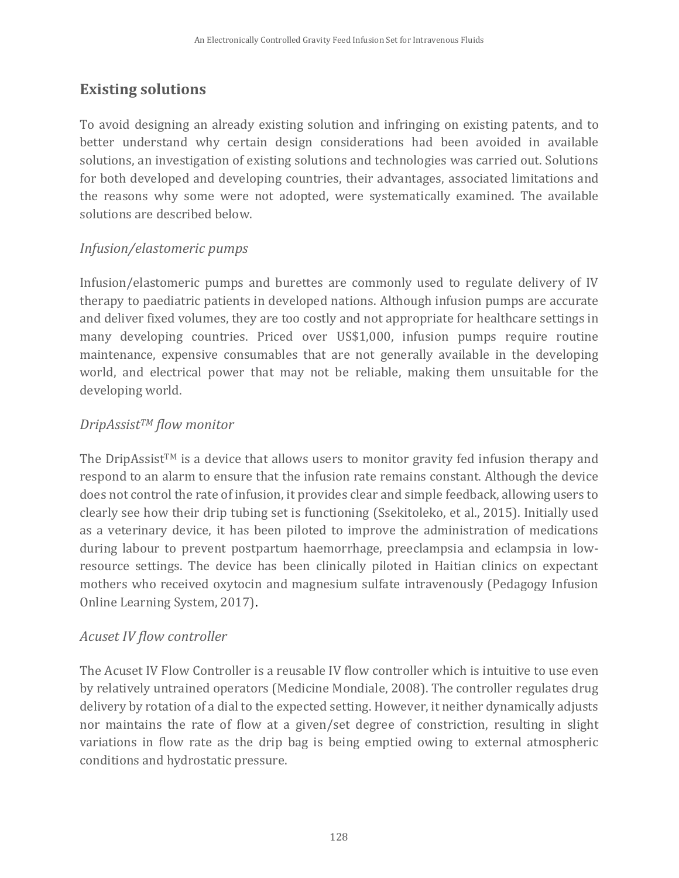## Existing solutions

To avoid designing an already existing solution and infringing on existing patents, and to better understand why certain design considerations had been avoided in available solutions, an investigation of existing solutions and technologies was carried out. Solutions for both developed and developing countries, their advantages, associated limitations and the reasons why some were not adopted, were systematically examined. The available solutions are described below.

### *Infusion/elastomeric pumps*

Infusion/elastomeric pumps and burettes are commonly used to regulate delivery of IV therapy to paediatric patients in developed nations. Although infusion pumps are accurate and deliver fixed volumes, they are too costly and not appropriate for healthcare settings in many developing countries. Priced over US$1,000, infusion pumps require routine maintenance, expensive consumables that are not generally available in the developing world, and electrical power that may not be reliable, making them unsuitable for the developing world.

### *DripAssist™ flow monitor*

The DripAssist™ is a device that allows users to monitor gravity fed infusion therapy and respond to an alarm to ensure that the infusion rate remains constant. Although the device does not control the rate of infusion, it provides clear and simple feedback, allowing users to clearly see how their drip tubing set is functioning (Ssekitoleko, et al., 2015). Initially used as a veterinary device, it has been piloted to improve the administration of medications during labour to prevent postpartum haemorrhage, preeclampsia and eclampsia in low-resource settings. The device has been clinically piloted in Haitian clinics on expectant mothers who received oxytocin and magnesium sulfate intravenously (Pedagogy Infusion Online Learning System, 2017).

### *Acuset IV flow controller*

The Acuset IV Flow Controller is a reusable IV flow controller which is intuitive to use even by relatively untrained operators (Medicine Mondiale, 2008). The controller regulates drug delivery by rotation of a dial to the expected setting. However, it neither dynamically adjusts nor maintains the rate of flow at a given/set degree of constriction, resulting in slight variations in flow rate as the drip bag is being emptied owing to external atmospheric conditions and hydrostatic pressure.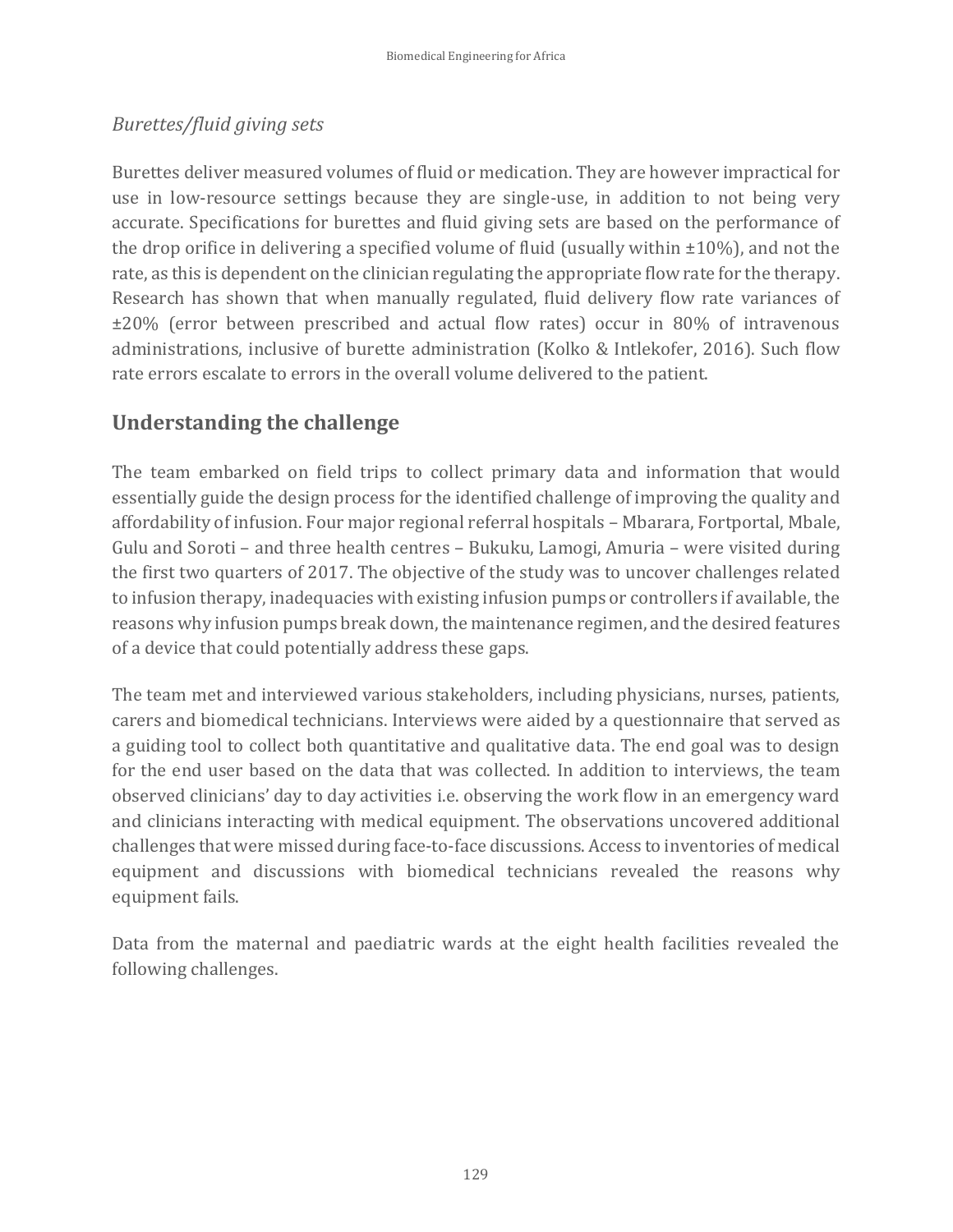*Burettes/fluid giving sets*

Burettes deliver measured volumes of fluid or medication. They are however impractical for use in low-resource settings because they are single-use, in addition to not being very accurate. Specifications for burettes and fluid giving sets are based on the performance of the drop orifice in delivering a specified volume of fluid (usually within ±10%), and not the rate, as this is dependent on the clinician regulating the appropriate flow rate for the therapy. Research has shown that when manually regulated, fluid delivery flow rate variances of ±20% (error between prescribed and actual flow rates) occur in 80% of intravenous administrations, inclusive of burette administration (Kolko & Intlekofer, 2016). Such flow rate errors escalate to errors in the overall volume delivered to the patient.

## Understanding the challenge

The team embarked on field trips to collect primary data and information that would essentially guide the design process for the identified challenge of improving the quality and affordability of infusion. Four major regional referral hospitals – Mbarara, Fortportal, Mbale, Gulu and Soroti – and three health centres – Bukuku, Lamogi, Amuria – were visited during the first two quarters of 2017. The objective of the study was to uncover challenges related to infusion therapy, inadequacies with existing infusion pumps or controllers if available, the reasons why infusion pumps break down, the maintenance regimen, and the desired features of a device that could potentially address these gaps.

The team met and interviewed various stakeholders, including physicians, nurses, patients, carers and biomedical technicians. Interviews were aided by a questionnaire that served as a guiding tool to collect both quantitative and qualitative data. The end goal was to design for the end user based on the data that was collected. In addition to interviews, the team observed clinicians' day to day activities i.e. observing the work flow in an emergency ward and clinicians interacting with medical equipment. The observations uncovered additional challenges that were missed during face-to-face discussions. Access to inventories of medical equipment and discussions with biomedical technicians revealed the reasons why equipment fails.

Data from the maternal and paediatric wards at the eight health facilities revealed the following challenges.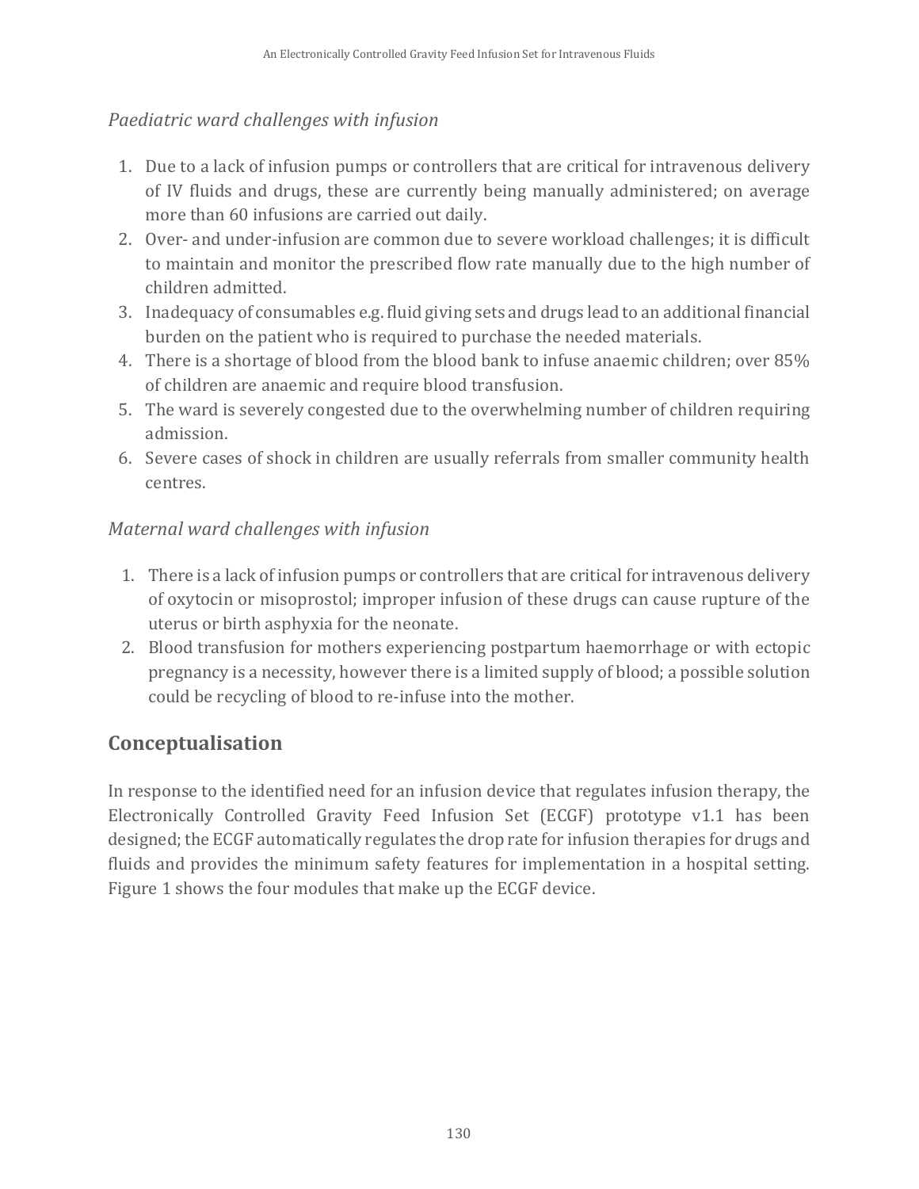*Paediatric ward challenges with infusion*

1. Due to a lack of infusion pumps or controllers that are critical for intravenous delivery of IV fluids and drugs, these are currently being manually administered; on average more than 60 infusions are carried out daily.
2. Over- and under-infusion are common due to severe workload challenges; it is difficult to maintain and monitor the prescribed flow rate manually due to the high number of children admitted.
3. Inadequacy of consumables e.g. fluid giving sets and drugs lead to an additional financial burden on the patient who is required to purchase the needed materials.
4. There is a shortage of blood from the blood bank to infuse anaemic children; over 85% of children are anaemic and require blood transfusion.
5. The ward is severely congested due to the overwhelming number of children requiring admission.
6. Severe cases of shock in children are usually referrals from smaller community health centres.

*Maternal ward challenges with infusion*

1. There is a lack of infusion pumps or controllers that are critical for intravenous delivery of oxytocin or misoprostol; improper infusion of these drugs can cause rupture of the uterus or birth asphyxia for the neonate.
2. Blood transfusion for mothers experiencing postpartum haemorrhage or with ectopic pregnancy is a necessity, however there is a limited supply of blood; a possible solution could be recycling of blood to re-infuse into the mother.

## Conceptualisation

In response to the identified need for an infusion device that regulates infusion therapy, the Electronically Controlled Gravity Feed Infusion Set (ECGF) prototype v1.1 has been designed; the ECGF automatically regulates the drop rate for infusion therapies for drugs and fluids and provides the minimum safety features for implementation in a hospital setting. Figure 1 shows the four modules that make up the ECGF device.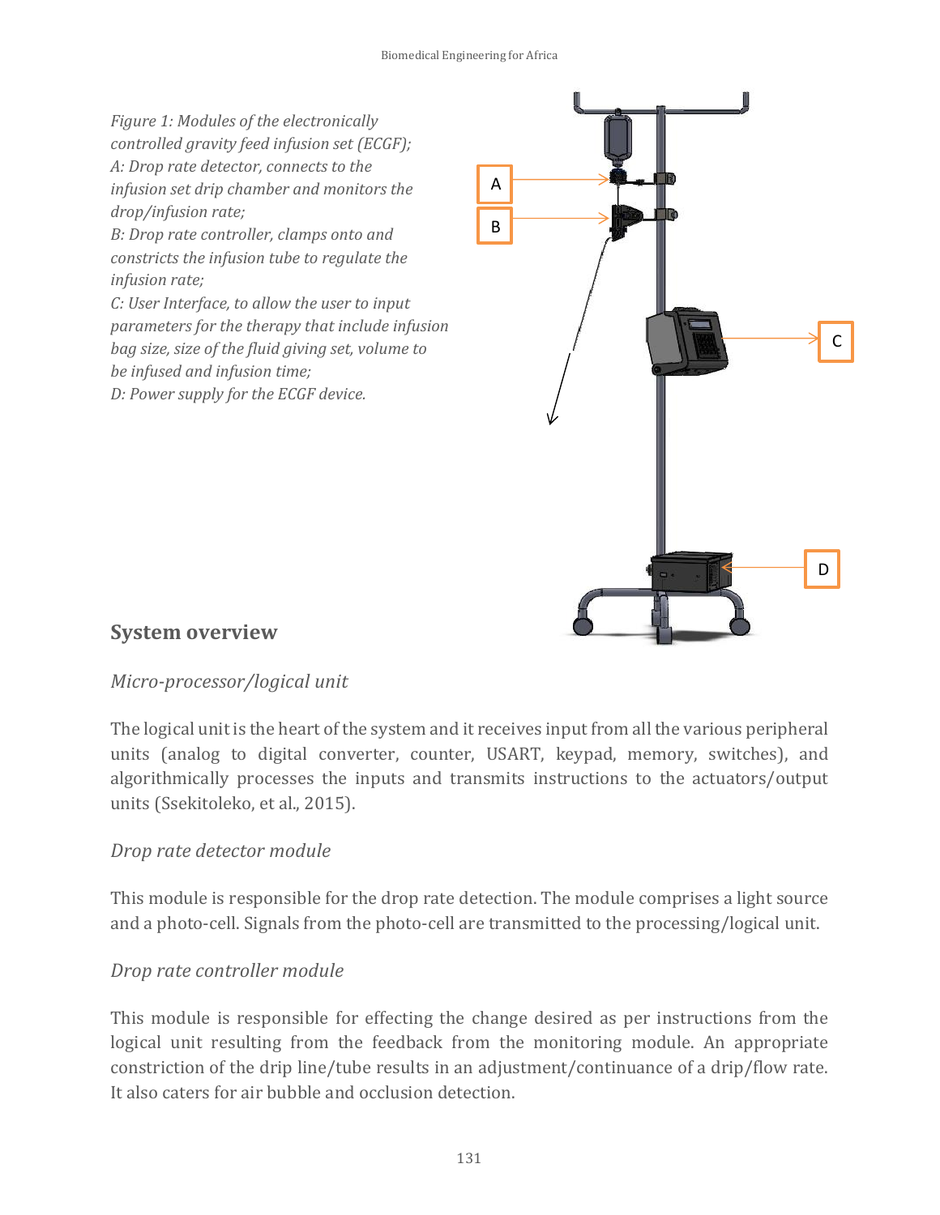*Figure 1: Modules of the electronically controlled gravity feed infusion set (ECGF); A: Drop rate detector, connects to the infusion set drip chamber and monitors the drop/infusion rate; B: Drop rate controller, clamps onto and constricts the infusion tube to regulate the infusion rate; C: User Interface, to allow the user to input parameters for the therapy that include infusion bag size, size of the fluid giving set, volume to be infused and infusion time; D: Power supply for the ECGF device.*

## System overview

### *Micro-processor/logical unit*

The logical unit is the heart of the system and it receives input from all the various peripheral units (analog to digital converter, counter, USART, keypad, memory, switches), and algorithmically processes the inputs and transmits instructions to the actuators/output units (Ssekitoleko, et al., 2015).

### *Drop rate detector module*

This module is responsible for the drop rate detection. The module comprises a light source and a photo-cell. Signals from the photo-cell are transmitted to the processing/logical unit.

### *Drop rate controller module*

This module is responsible for effecting the change desired as per instructions from the logical unit resulting from the feedback from the monitoring module. An appropriate constriction of the drip line/tube results in an adjustment/continuance of a drip/flow rate. It also caters for air bubble and occlusion detection.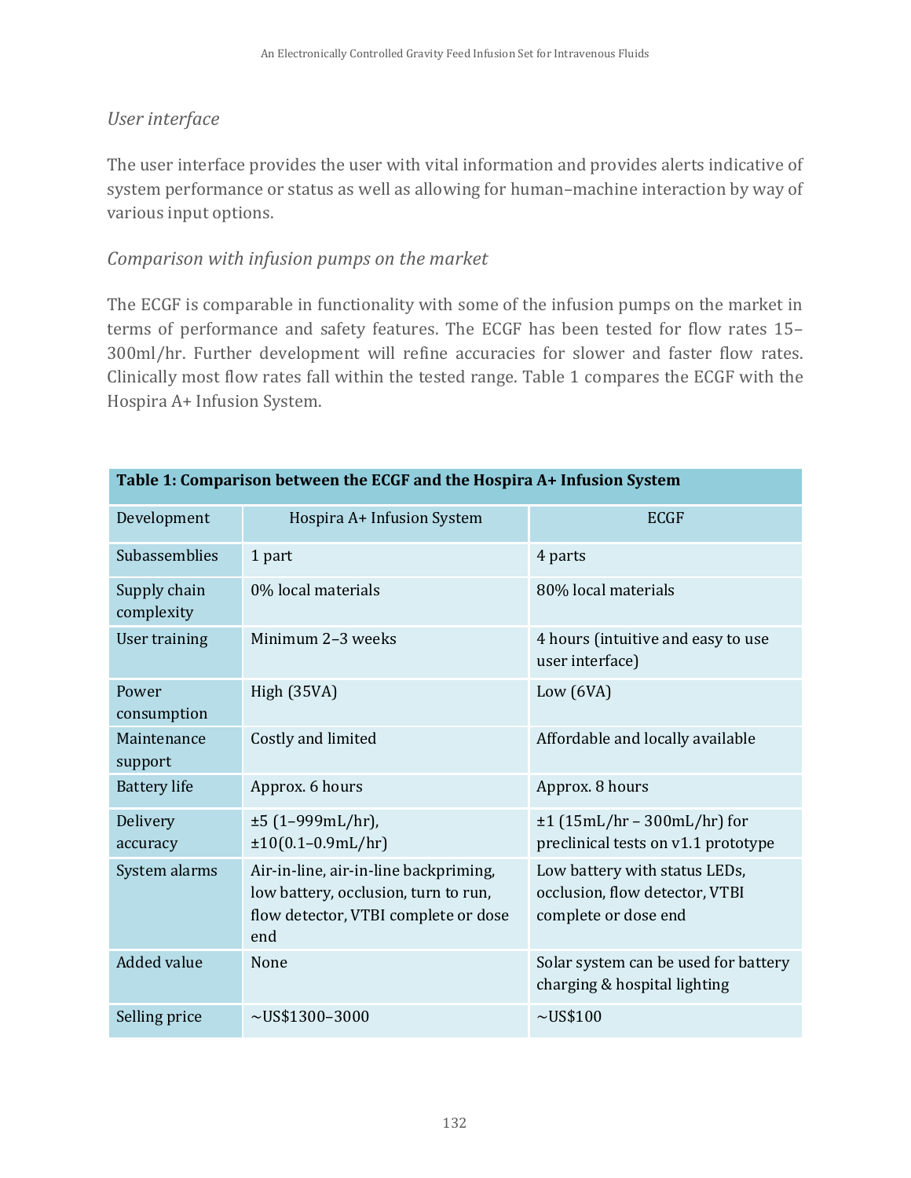*User interface*

The user interface provides the user with vital information and provides alerts indicative of system performance or status as well as allowing for human–machine interaction by way of various input options.

*Comparison with infusion pumps on the market*

The ECGF is comparable in functionality with some of the infusion pumps on the market in terms of performance and safety features. The ECGF has been tested for flow rates 15–300ml/hr. Further development will refine accuracies for slower and faster flow rates. Clinically most flow rates fall within the tested range. Table 1 compares the ECGF with the Hospira A+ Infusion System.

**Table 1: Comparison between the ECGF and the Hospira A+ Infusion System**

| Development | Hospira A+ Infusion System | ECGF |
|---|---|---|
| Subassemblies | 1 part | 4 parts |
| Supply chain complexity | 0% local materials | 80% local materials |
| User training | Minimum 2–3 weeks | 4 hours (intuitive and easy to use user interface) |
| Power consumption | High (35VA) | Low (6VA) |
| Maintenance support | Costly and limited | Affordable and locally available |
| Battery life | Approx. 6 hours | Approx. 8 hours |
| Delivery accuracy | ±5 (1–999mL/hr), ±10(0.1–0.9mL/hr) | ±1 (15mL/hr – 300mL/hr) for preclinical tests on v1.1 prototype |
| System alarms | Air-in-line, air-in-line backpriming, low battery, occlusion, turn to run, flow detector, VTBI complete or dose end | Low battery with status LEDs, occlusion, flow detector, VTBI complete or dose end |
| Added value | None | Solar system can be used for battery charging & hospital lighting |
| Selling price | ~US$1300–3000 | ~US$100 |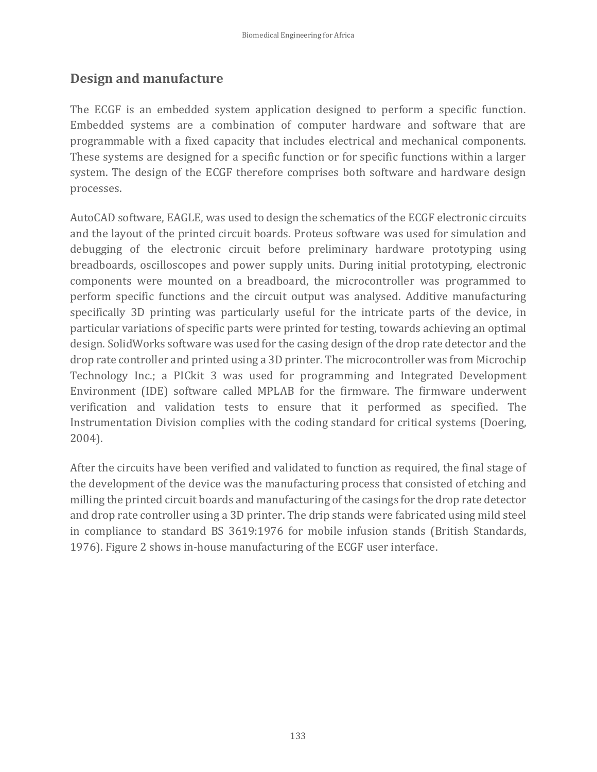## Design and manufacture

The ECGF is an embedded system application designed to perform a specific function. Embedded systems are a combination of computer hardware and software that are programmable with a fixed capacity that includes electrical and mechanical components. These systems are designed for a specific function or for specific functions within a larger system. The design of the ECGF therefore comprises both software and hardware design processes.

AutoCAD software, EAGLE, was used to design the schematics of the ECGF electronic circuits and the layout of the printed circuit boards. Proteus software was used for simulation and debugging of the electronic circuit before preliminary hardware prototyping using breadboards, oscilloscopes and power supply units. During initial prototyping, electronic components were mounted on a breadboard, the microcontroller was programmed to perform specific functions and the circuit output was analysed. Additive manufacturing specifically 3D printing was particularly useful for the intricate parts of the device, in particular variations of specific parts were printed for testing, towards achieving an optimal design. SolidWorks software was used for the casing design of the drop rate detector and the drop rate controller and printed using a 3D printer. The microcontroller was from Microchip Technology Inc.; a PICkit 3 was used for programming and Integrated Development Environment (IDE) software called MPLAB for the firmware. The firmware underwent verification and validation tests to ensure that it performed as specified. The Instrumentation Division complies with the coding standard for critical systems (Doering, 2004).

After the circuits have been verified and validated to function as required, the final stage of the development of the device was the manufacturing process that consisted of etching and milling the printed circuit boards and manufacturing of the casings for the drop rate detector and drop rate controller using a 3D printer. The drip stands were fabricated using mild steel in compliance to standard BS 3619:1976 for mobile infusion stands (British Standards, 1976). Figure 2 shows in-house manufacturing of the ECGF user interface.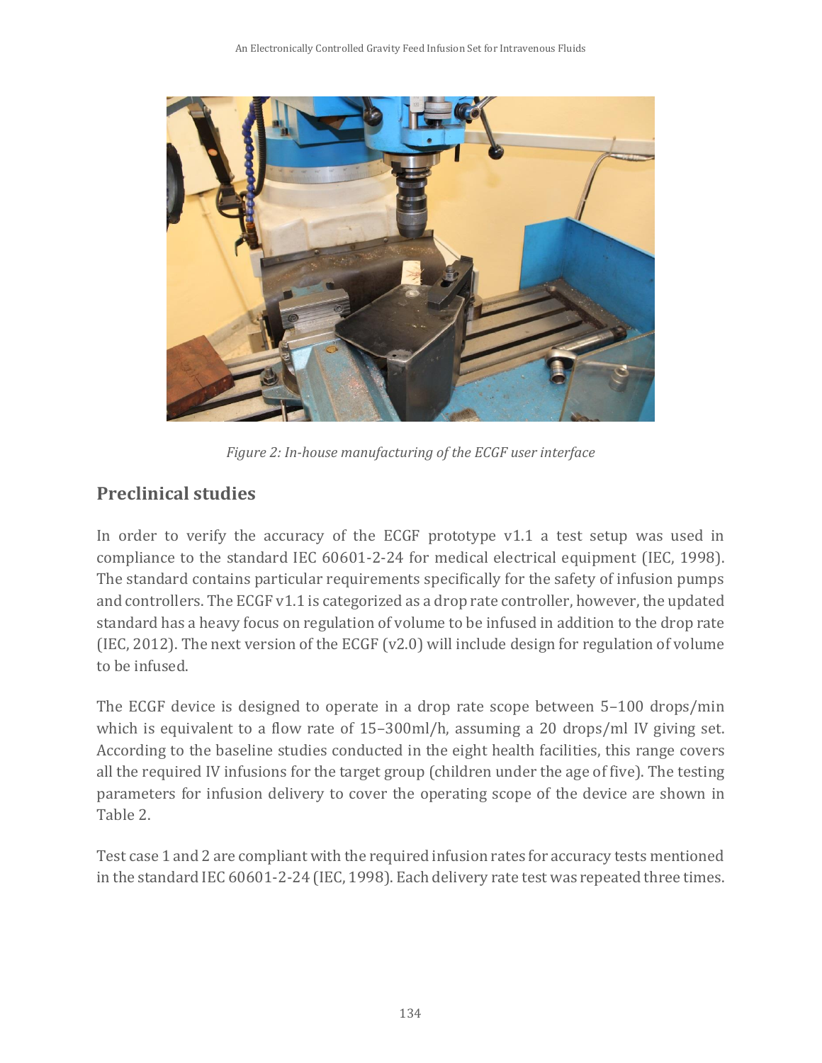*Figure 2: In-house manufacturing of the ECGF user interface*

## Preclinical studies

In order to verify the accuracy of the ECGF prototype v1.1 a test setup was used in compliance to the standard IEC 60601-2-24 for medical electrical equipment (IEC, 1998). The standard contains particular requirements specifically for the safety of infusion pumps and controllers. The ECGF v1.1 is categorized as a drop rate controller, however, the updated standard has a heavy focus on regulation of volume to be infused in addition to the drop rate (IEC, 2012). The next version of the ECGF (v2.0) will include design for regulation of volume to be infused.

The ECGF device is designed to operate in a drop rate scope between 5–100 drops/min which is equivalent to a flow rate of 15–300ml/h, assuming a 20 drops/ml IV giving set. According to the baseline studies conducted in the eight health facilities, this range covers all the required IV infusions for the target group (children under the age of five). The testing parameters for infusion delivery to cover the operating scope of the device are shown in Table 2.

Test case 1 and 2 are compliant with the required infusion rates for accuracy tests mentioned in the standard IEC 60601-2-24 (IEC, 1998). Each delivery rate test was repeated three times.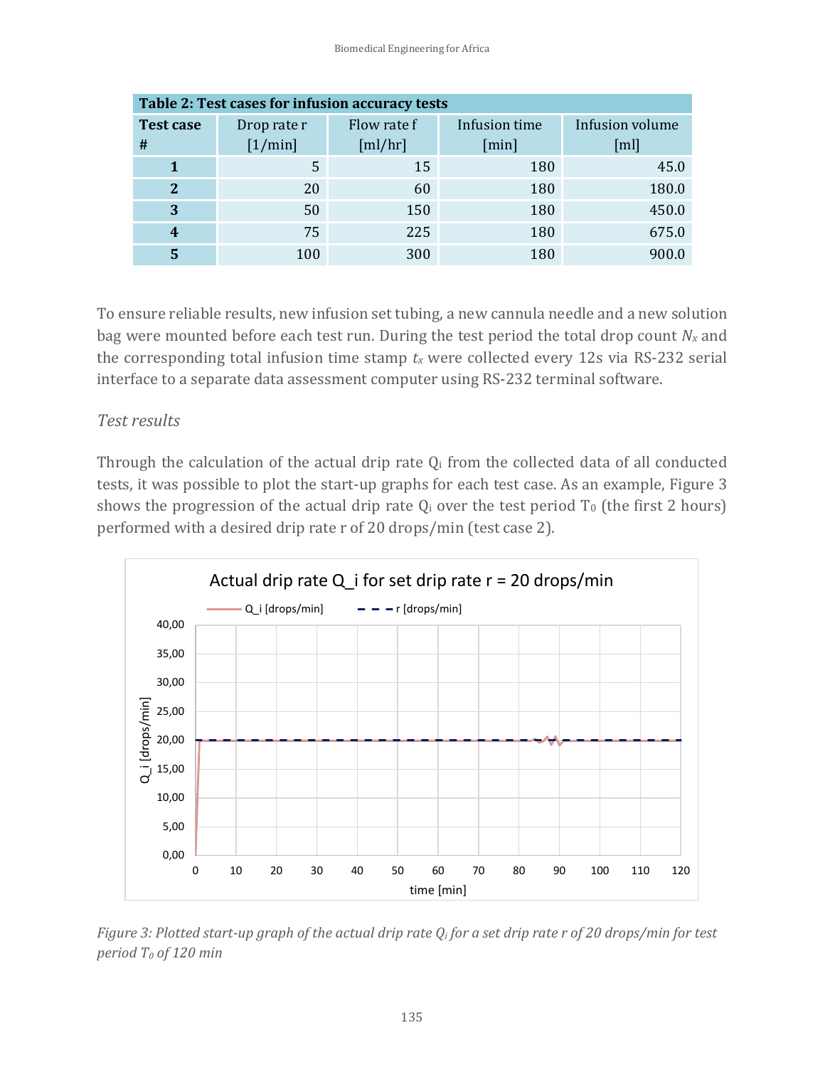| Table 2: Test cases for infusion accuracy tests | | | | |
|---|---|---|---|---|
| **Test case #** | Drop rate r [1/min] | Flow rate f [ml/hr] | Infusion time [min] | Infusion volume [ml] |
| **1** | 5 | 15 | 180 | 45.0 |
| **2** | 20 | 60 | 180 | 180.0 |
| **3** | 50 | 150 | 180 | 450.0 |
| **4** | 75 | 225 | 180 | 675.0 |
| **5** | 100 | 300 | 180 | 900.0 |

To ensure reliable results, new infusion set tubing, a new cannula needle and a new solution bag were mounted before each test run. During the test period the total drop count $N_x$ and the corresponding total infusion time stamp $t_x$ were collected every 12s via RS-232 serial interface to a separate data assessment computer using RS-232 terminal software.

*Test results*

Through the calculation of the actual drip rate $Q_i$ from the collected data of all conducted tests, it was possible to plot the start-up graphs for each test case. As an example, Figure 3 shows the progression of the actual drip rate $Q_i$ over the test period $T_0$ (the first 2 hours) performed with a desired drip rate r of 20 drops/min (test case 2).

*Figure 3: Plotted start-up graph of the actual drip rate $Q_i$ for a set drip rate r of 20 drops/min for test period $T_0$ of 120 min*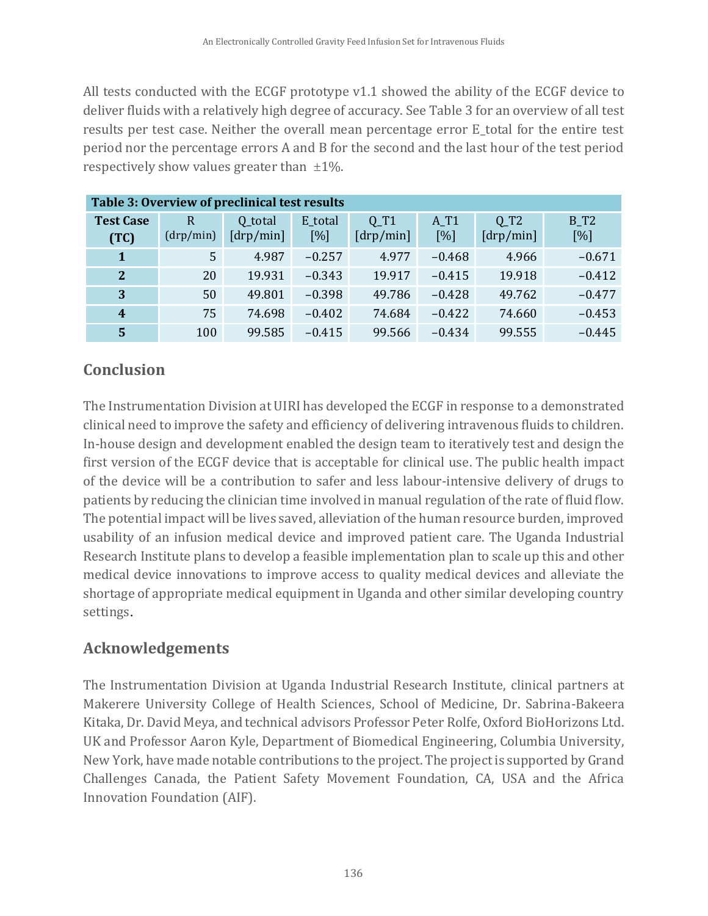All tests conducted with the ECGF prototype v1.1 showed the ability of the ECGF device to deliver fluids with a relatively high degree of accuracy. See Table 3 for an overview of all test results per test case. Neither the overall mean percentage error E_total for the entire test period nor the percentage errors A and B for the second and the last hour of the test period respectively show values greater than ±1%.

**Table 3: Overview of preclinical test results**

| Test Case (TC) | R (drp/min) | Q_total [drp/min] | E_total [%] | Q_T1 [drp/min] | A_T1 [%] | Q_T2 [drp/min] | B_T2 [%] |
|---|---|---|---|---|---|---|---|
| 1 | 5 | 4.987 | −0.257 | 4.977 | −0.468 | 4.966 | −0.671 |
| 2 | 20 | 19.931 | −0.343 | 19.917 | −0.415 | 19.918 | −0.412 |
| 3 | 50 | 49.801 | −0.398 | 49.786 | −0.428 | 49.762 | −0.477 |
| 4 | 75 | 74.698 | −0.402 | 74.684 | −0.422 | 74.660 | −0.453 |
| 5 | 100 | 99.585 | −0.415 | 99.566 | −0.434 | 99.555 | −0.445 |

## Conclusion

The Instrumentation Division at UIRI has developed the ECGF in response to a demonstrated clinical need to improve the safety and efficiency of delivering intravenous fluids to children. In-house design and development enabled the design team to iteratively test and design the first version of the ECGF device that is acceptable for clinical use. The public health impact of the device will be a contribution to safer and less labour-intensive delivery of drugs to patients by reducing the clinician time involved in manual regulation of the rate of fluid flow. The potential impact will be lives saved, alleviation of the human resource burden, improved usability of an infusion medical device and improved patient care. The Uganda Industrial Research Institute plans to develop a feasible implementation plan to scale up this and other medical device innovations to improve access to quality medical devices and alleviate the shortage of appropriate medical equipment in Uganda and other similar developing country settings.

## Acknowledgements

The Instrumentation Division at Uganda Industrial Research Institute, clinical partners at Makerere University College of Health Sciences, School of Medicine, Dr. Sabrina-Bakeera Kitaka, Dr. David Meya, and technical advisors Professor Peter Rolfe, Oxford BioHorizons Ltd. UK and Professor Aaron Kyle, Department of Biomedical Engineering, Columbia University, New York, have made notable contributions to the project. The project is supported by Grand Challenges Canada, the Patient Safety Movement Foundation, CA, USA and the Africa Innovation Foundation (AIF).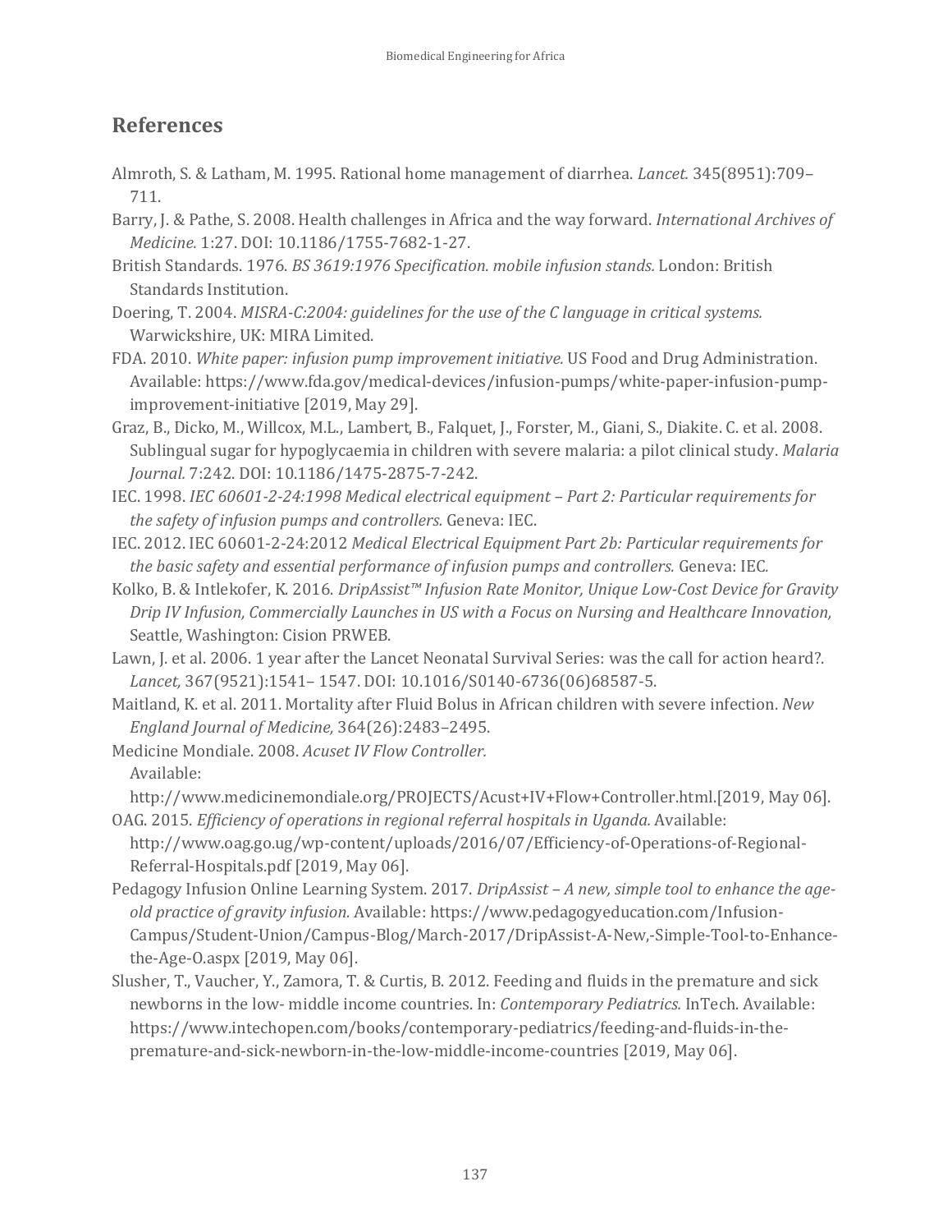## References

Almroth, S. & Latham, M. 1995. Rational home management of diarrhea. *Lancet.* 345(8951):709–711.

Barry, J. & Pathe, S. 2008. Health challenges in Africa and the way forward. *International Archives of Medicine.* 1:27. DOI: 10.1186/1755-7682-1-27.

British Standards. 1976. *BS 3619:1976 Specification. mobile infusion stands.* London: British Standards Institution.

Doering, T. 2004. *MISRA-C:2004: guidelines for the use of the C language in critical systems.* Warwickshire, UK: MIRA Limited.

FDA. 2010. *White paper: infusion pump improvement initiative.* US Food and Drug Administration. Available: https://www.fda.gov/medical-devices/infusion-pumps/white-paper-infusion-pump-improvement-initiative [2019, May 29].

Graz, B., Dicko, M., Willcox, M.L., Lambert, B., Falquet, J., Forster, M., Giani, S., Diakite. C. et al. 2008. Sublingual sugar for hypoglycaemia in children with severe malaria: a pilot clinical study. *Malaria Journal.* 7:242. DOI: 10.1186/1475-2875-7-242.

IEC. 1998. *IEC 60601-2-24:1998 Medical electrical equipment – Part 2: Particular requirements for the safety of infusion pumps and controllers.* Geneva: IEC.

IEC. 2012. IEC 60601-2-24:2012 *Medical Electrical Equipment Part 2b: Particular requirements for the basic safety and essential performance of infusion pumps and controllers.* Geneva: IEC*.*

Kolko, B. & Intlekofer, K. 2016. *DripAssist™ Infusion Rate Monitor, Unique Low-Cost Device for Gravity Drip IV Infusion, Commercially Launches in US with a Focus on Nursing and Healthcare Innovation,* Seattle, Washington: Cision PRWEB.

Lawn, J. et al. 2006. 1 year after the Lancet Neonatal Survival Series: was the call for action heard?. *Lancet,* 367(9521):1541– 1547. DOI: 10.1016/S0140-6736(06)68587-5.

Maitland, K. et al. 2011. Mortality after Fluid Bolus in African children with severe infection. *New England Journal of Medicine,* 364(26):2483–2495.

Medicine Mondiale. 2008. *Acuset IV Flow Controller.* Available: http://www.medicinemondiale.org/PROJECTS/Acust+IV+Flow+Controller.html.[2019, May 06].

OAG. 2015. *Efficiency of operations in regional referral hospitals in Uganda.* Available: http://www.oag.go.ug/wp-content/uploads/2016/07/Efficiency-of-Operations-of-Regional-Referral-Hospitals.pdf [2019, May 06].

Pedagogy Infusion Online Learning System. 2017. *DripAssist – A new, simple tool to enhance the age-old practice of gravity infusion.* Available: https://www.pedagogyeducation.com/Infusion-Campus/Student-Union/Campus-Blog/March-2017/DripAssist-A-New,-Simple-Tool-to-Enhance-the-Age-O.aspx [2019, May 06].

Slusher, T., Vaucher, Y., Zamora, T. & Curtis, B. 2012. Feeding and fluids in the premature and sick newborns in the low- middle income countries. In: *Contemporary Pediatrics.* InTech. Available: https://www.intechopen.com/books/contemporary-pediatrics/feeding-and-fluids-in-the-premature-and-sick-newborn-in-the-low-middle-income-countries [2019, May 06].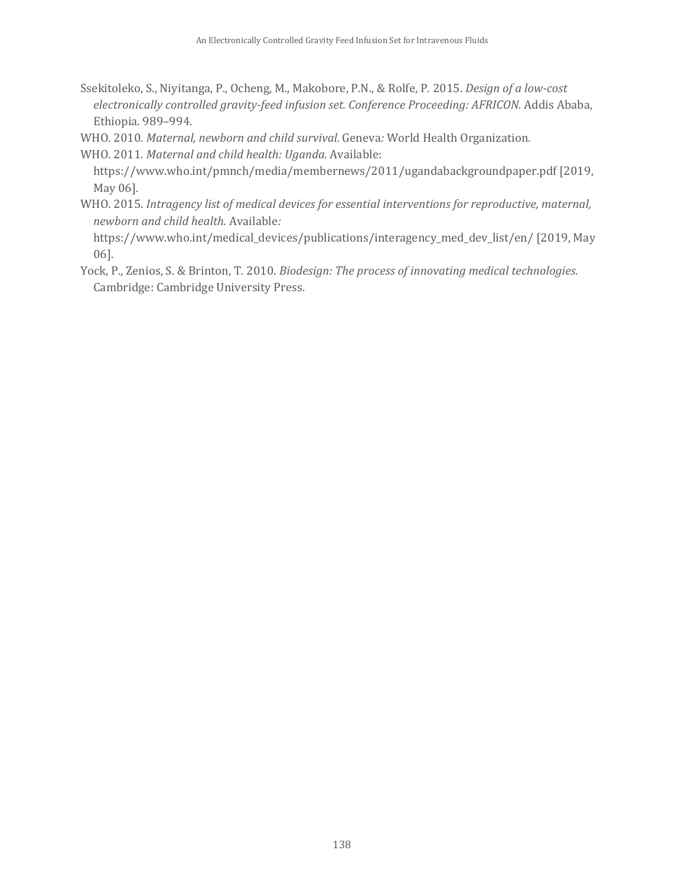Ssekitoleko, S., Niyitanga, P., Ocheng, M., Makobore, P.N., & Rolfe, P. 2015. *Design of a low-cost electronically controlled gravity-feed infusion set. Conference Proceeding: AFRICON*. Addis Ababa, Ethiopia. 989–994.

WHO. 2010. *Maternal, newborn and child survival*. Geneva*:* World Health Organization.

WHO. 2011. *Maternal and child health: Uganda.* Available: https://www.who.int/pmnch/media/membernews/2011/ugandabackgroundpaper.pdf [2019, May 06].

WHO. 2015. *Intragency list of medical devices for essential interventions for reproductive, maternal, newborn and child health.* Available*:* https://www.who.int/medical_devices/publications/interagency_med_dev_list/en/ [2019, May 06].

Yock, P., Zenios, S. & Brinton, T. 2010. *Biodesign: The process of innovating medical technologies.* Cambridge: Cambridge University Press.